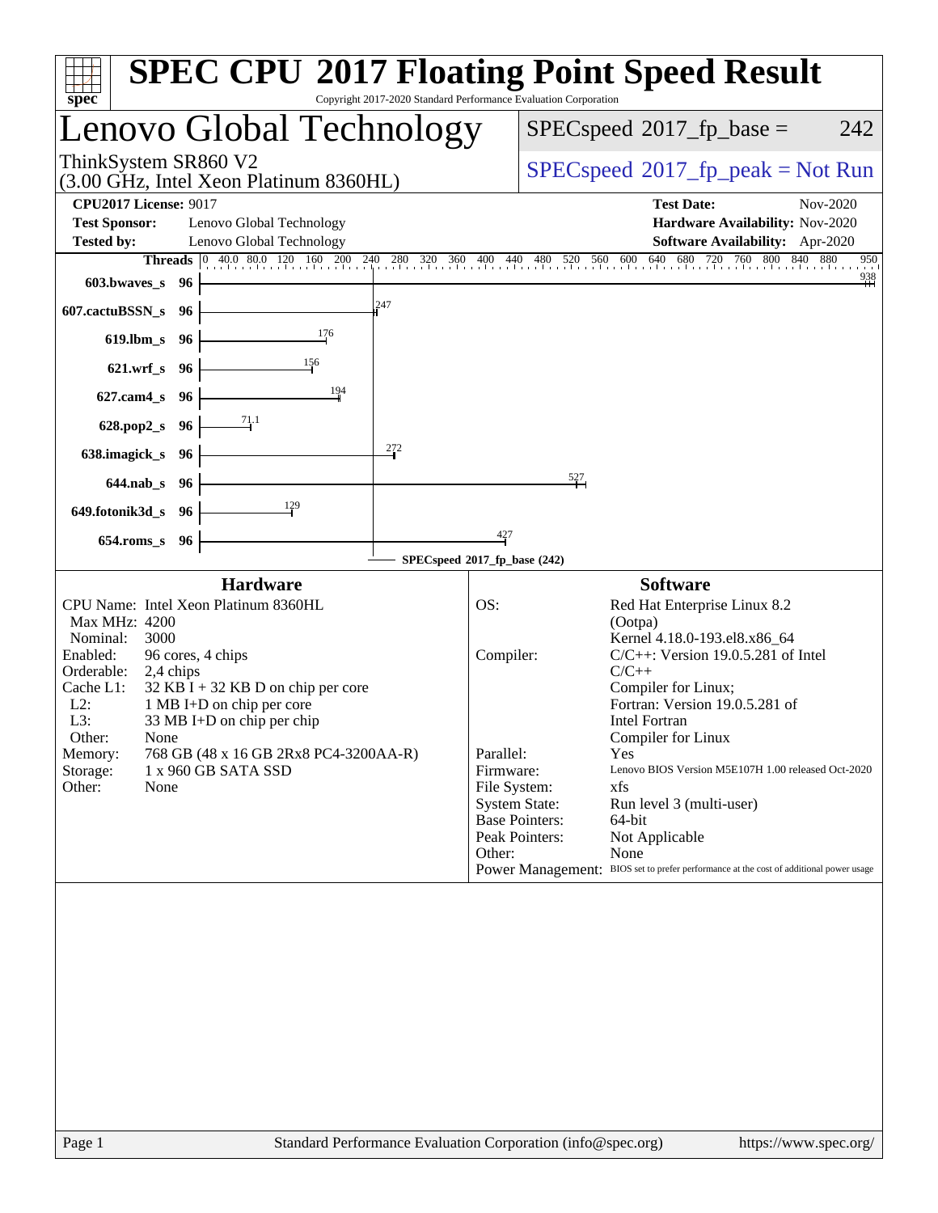# SPEC CPU 2017 Floating Point Speed Result

Copyright 2017-2020 Standard Performance Evaluation Corporation

## Lenovo Global Technology

ThinkSystem SR860 V2
(3.00 GHz, Intel Xeon Platinum 8360HL)

SPECspeed 2017_fp_base = 242

SPECspeed 2017_fp_peak = Not Run

**CPU2017 License:** 9017
**Test Sponsor:** Lenovo Global Technology
**Tested by:** Lenovo Global Technology

**Test Date:** Nov-2020
**Hardware Availability:** Nov-2020
**Software Availability:** Apr-2020

Threads 0 40.0 80.0 120 160 200 240 280 320 360 400 440 480 520 560 600 640 680 720 760 800 840 880 950

603.bwaves_s 96 938
607.cactuBSSN_s 96 247
619.lbm_s 96 176
621.wrf_s 96 156
627.cam4_s 96 194
628.pop2_s 96 71.1
638.imagick_s 96 272
644.nab_s 96 527
649.fotonik3d_s 96 129
654.roms_s 96 427

SPECspeed 2017_fp_base (242)

## Hardware

| | |
|---|---|
| CPU Name: | Intel Xeon Platinum 8360HL |
| Max MHz: | 4200 |
| Nominal: | 3000 |
| Enabled: | 96 cores, 4 chips |
| Orderable: | 2,4 chips |
| Cache L1: | 32 KB I + 32 KB D on chip per core |
| L2: | 1 MB I+D on chip per core |
| L3: | 33 MB I+D on chip per chip |
| Other: | None |
| Memory: | 768 GB (48 x 16 GB 2Rx8 PC4-3200AA-R) |
| Storage: | 1 x 960 GB SATA SSD |
| Other: | None |

## Software

| | |
|---|---|
| OS: | Red Hat Enterprise Linux 8.2 (Ootpa) Kernel 4.18.0-193.el8.x86_64 |
| Compiler: | C/C++: Version 19.0.5.281 of Intel C/C++ Compiler for Linux; Fortran: Version 19.0.5.281 of Intel Fortran Compiler for Linux |
| Parallel: | Yes |
| Firmware: | Lenovo BIOS Version M5E107H 1.00 released Oct-2020 |
| File System: | xfs |
| System State: | Run level 3 (multi-user) |
| Base Pointers: | 64-bit |
| Peak Pointers: | Not Applicable |
| Other: | None |
| Power Management: | BIOS set to prefer performance at the cost of additional power usage |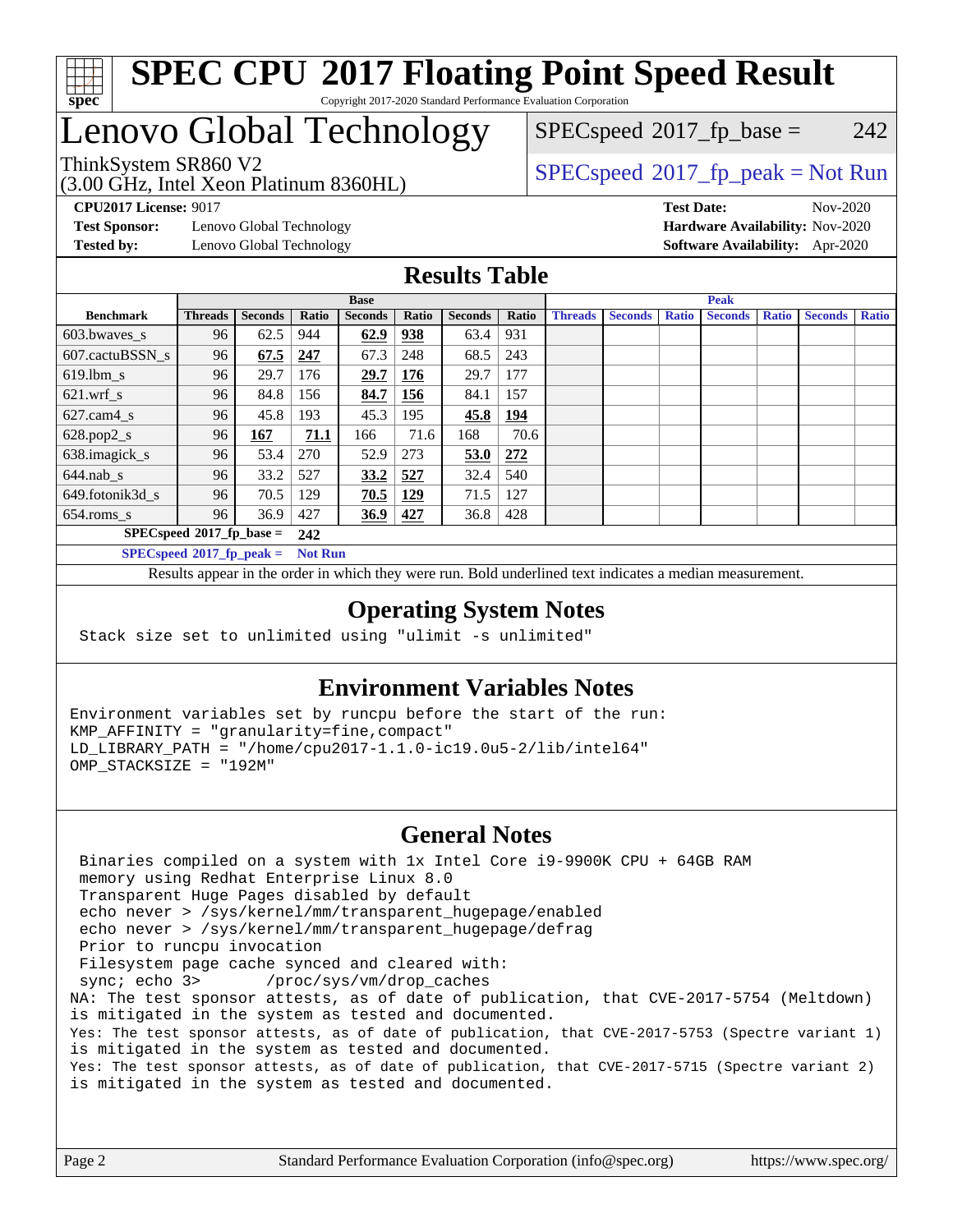# SPEC CPU 2017 Floating Point Speed Result

Copyright 2017-2020 Standard Performance Evaluation Corporation

# Lenovo Global Technology

ThinkSystem SR860 V2
(3.00 GHz, Intel Xeon Platinum 8360HL)

SPECspeed 2017_fp_base = 242

SPECspeed 2017_fp_peak = Not Run

**CPU2017 License:** 9017
**Test Sponsor:** Lenovo Global Technology
**Tested by:** Lenovo Global Technology

**Test Date:** Nov-2020
**Hardware Availability:** Nov-2020
**Software Availability:** Apr-2020

## Results Table

| | Base | | | | | | | Peak | | | | | | |
|---|---|---|---|---|---|---|---|---|---|---|---|---|---|---|
| **Benchmark** | **Threads** | **Seconds** | **Ratio** | **Seconds** | **Ratio** | **Seconds** | **Ratio** | **Threads** | **Seconds** | **Ratio** | **Seconds** | **Ratio** | **Seconds** | **Ratio** |
| 603.bwaves_s | 96 | 62.5 | 944 | **62.9** | **938** | 63.4 | 931 | | | | | | | |
| 607.cactuBSSN_s | 96 | **67.5** | **247** | 67.3 | 248 | 68.5 | 243 | | | | | | | |
| 619.lbm_s | 96 | 29.7 | 176 | **29.7** | **176** | 29.7 | 177 | | | | | | | |
| 621.wrf_s | 96 | 84.8 | 156 | **84.7** | **156** | 84.1 | 157 | | | | | | | |
| 627.cam4_s | 96 | 45.8 | 193 | 45.3 | 195 | **45.8** | **194** | | | | | | | |
| 628.pop2_s | 96 | **167** | **71.1** | 166 | 71.6 | 168 | 70.6 | | | | | | | |
| 638.imagick_s | 96 | 53.4 | 270 | 52.9 | 273 | **53.0** | **272** | | | | | | | |
| 644.nab_s | 96 | 33.2 | 527 | **33.2** | **527** | 32.4 | 540 | | | | | | | |
| 649.fotonik3d_s | 96 | 70.5 | 129 | **70.5** | **129** | 71.5 | 127 | | | | | | | |
| 654.roms_s | 96 | 36.9 | 427 | **36.9** | **427** | 36.8 | 428 | | | | | | | |

**SPECspeed 2017_fp_base =** **242**

**SPECspeed 2017_fp_peak =** **Not Run**

Results appear in the order in which they were run. Bold underlined text indicates a median measurement.

## Operating System Notes

```
Stack size set to unlimited using "ulimit -s unlimited"
```

## Environment Variables Notes

```
Environment variables set by runcpu before the start of the run:
KMP_AFFINITY = "granularity=fine,compact"
LD_LIBRARY_PATH = "/home/cpu2017-1.1.0-ic19.0u5-2/lib/intel64"
OMP_STACKSIZE = "192M"
```

## General Notes

```
 Binaries compiled on a system with 1x Intel Core i9-9900K CPU + 64GB RAM
 memory using Redhat Enterprise Linux 8.0
 Transparent Huge Pages disabled by default
 echo never > /sys/kernel/mm/transparent_hugepage/enabled
 echo never > /sys/kernel/mm/transparent_hugepage/defrag
 Prior to runcpu invocation
 Filesystem page cache synced and cleared with:
 sync; echo 3>       /proc/sys/vm/drop_caches
NA: The test sponsor attests, as of date of publication, that CVE-2017-5754 (Meltdown)
is mitigated in the system as tested and documented.
Yes: The test sponsor attests, as of date of publication, that CVE-2017-5753 (Spectre variant 1)
is mitigated in the system as tested and documented.
Yes: The test sponsor attests, as of date of publication, that CVE-2017-5715 (Spectre variant 2)
is mitigated in the system as tested and documented.
```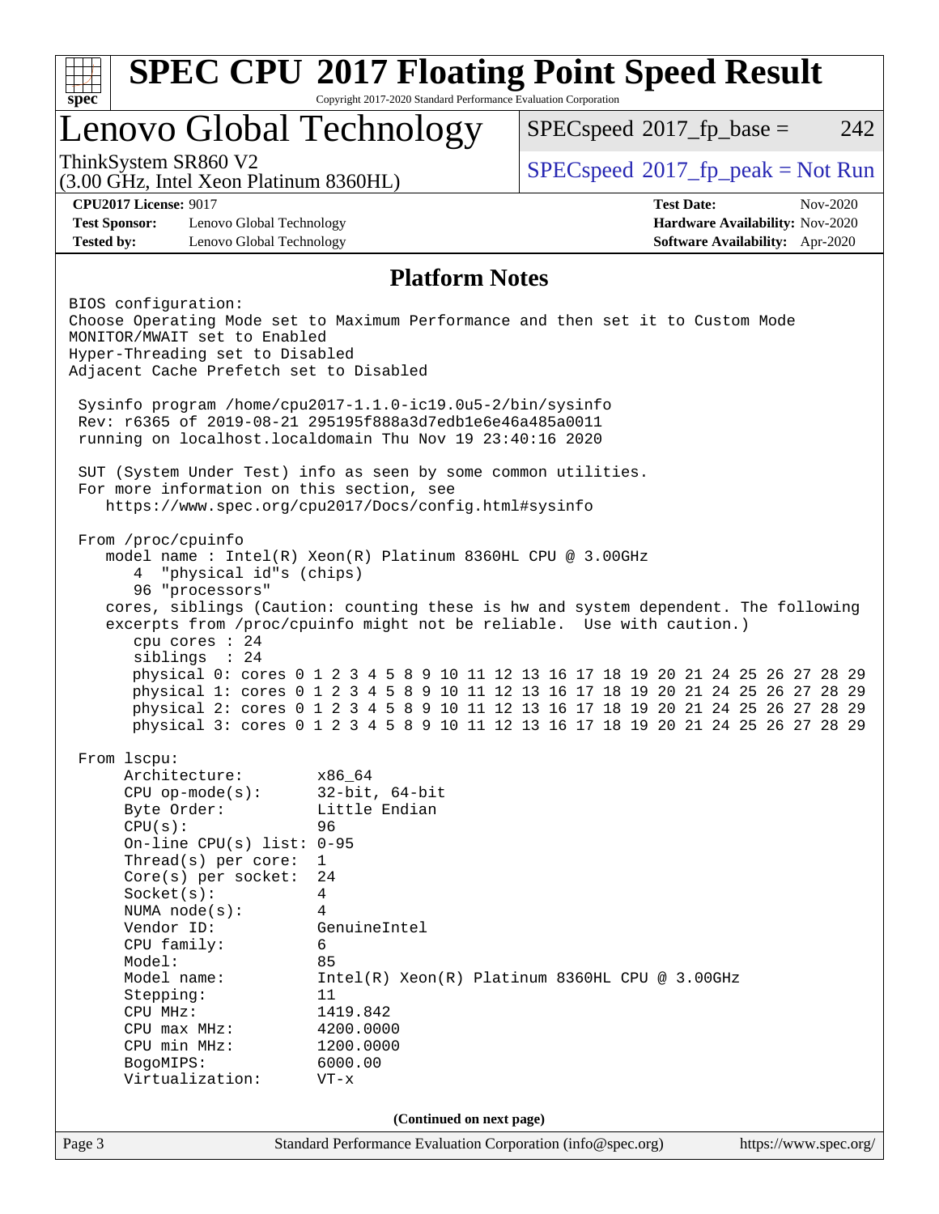# SPEC CPU 2017 Floating Point Speed Result

Copyright 2017-2020 Standard Performance Evaluation Corporation

## Lenovo Global Technology

ThinkSystem SR860 V2
(3.00 GHz, Intel Xeon Platinum 8360HL)

SPECspeed 2017_fp_base = 242

SPECspeed 2017_fp_peak = Not Run

**CPU2017 License:** 9017
**Test Sponsor:** Lenovo Global Technology
**Tested by:** Lenovo Global Technology
**Test Date:** Nov-2020
**Hardware Availability:** Nov-2020
**Software Availability:** Apr-2020

### Platform Notes

```
BIOS configuration:
Choose Operating Mode set to Maximum Performance and then set it to Custom Mode
MONITOR/MWAIT set to Enabled
Hyper-Threading set to Disabled
Adjacent Cache Prefetch set to Disabled

 Sysinfo program /home/cpu2017-1.1.0-ic19.0u5-2/bin/sysinfo
 Rev: r6365 of 2019-08-21 295195f888a3d7edb1e6e46a485a0011
 running on localhost.localdomain Thu Nov 19 23:40:16 2020

 SUT (System Under Test) info as seen by some common utilities.
 For more information on this section, see
    https://www.spec.org/cpu2017/Docs/config.html#sysinfo

 From /proc/cpuinfo
    model name : Intel(R) Xeon(R) Platinum 8360HL CPU @ 3.00GHz
       4  "physical id"s (chips)
       96 "processors"
    cores, siblings (Caution: counting these is hw and system dependent. The following
    excerpts from /proc/cpuinfo might not be reliable.  Use with caution.)
       cpu cores : 24
       siblings  : 24
       physical 0: cores 0 1 2 3 4 5 8 9 10 11 12 13 16 17 18 19 20 21 24 25 26 27 28 29
       physical 1: cores 0 1 2 3 4 5 8 9 10 11 12 13 16 17 18 19 20 21 24 25 26 27 28 29
       physical 2: cores 0 1 2 3 4 5 8 9 10 11 12 13 16 17 18 19 20 21 24 25 26 27 28 29
       physical 3: cores 0 1 2 3 4 5 8 9 10 11 12 13 16 17 18 19 20 21 24 25 26 27 28 29

 From lscpu:
      Architecture:        x86_64
      CPU op-mode(s):      32-bit, 64-bit
      Byte Order:          Little Endian
      CPU(s):              96
      On-line CPU(s) list: 0-95
      Thread(s) per core:  1
      Core(s) per socket:  24
      Socket(s):           4
      NUMA node(s):        4
      Vendor ID:           GenuineIntel
      CPU family:          6
      Model:               85
      Model name:          Intel(R) Xeon(R) Platinum 8360HL CPU @ 3.00GHz
      Stepping:            11
      CPU MHz:             1419.842
      CPU max MHz:         4200.0000
      CPU min MHz:         1200.0000
      BogoMIPS:            6000.00
      Virtualization:      VT-x
```

(Continued on next page)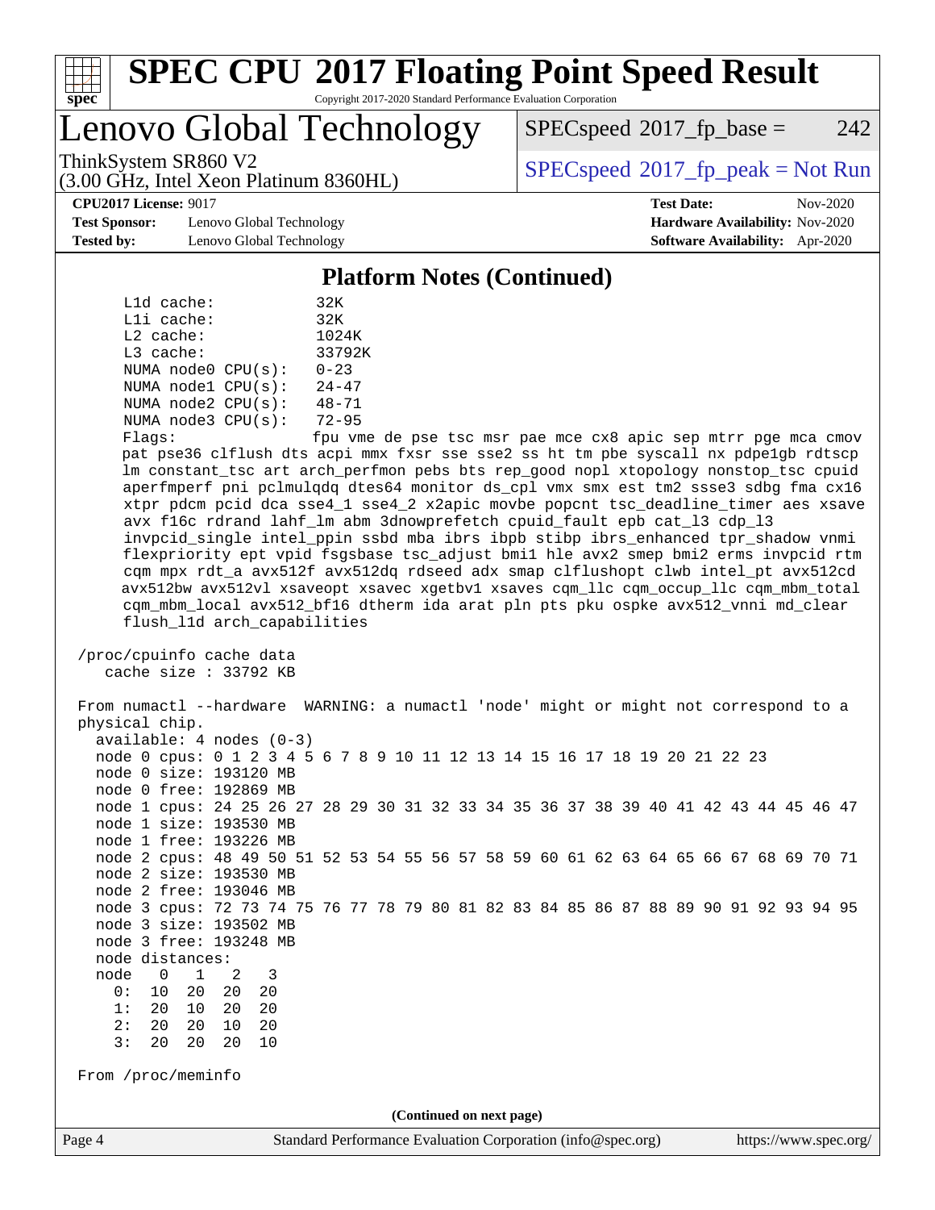# SPEC CPU 2017 Floating Point Speed Result

Copyright 2017-2020 Standard Performance Evaluation Corporation

## Lenovo Global Technology

ThinkSystem SR860 V2
(3.00 GHz, Intel Xeon Platinum 8360HL)

SPECspeed 2017_fp_base = 242

SPECspeed 2017_fp_peak = Not Run

**CPU2017 License:** 9017
**Test Sponsor:** Lenovo Global Technology
**Tested by:** Lenovo Global Technology

**Test Date:** Nov-2020
**Hardware Availability:** Nov-2020
**Software Availability:** Apr-2020

### Platform Notes (Continued)

```
     L1d cache:           32K
     L1i cache:           32K
     L2 cache:            1024K
     L3 cache:            33792K
     NUMA node0 CPU(s):   0-23
     NUMA node1 CPU(s):   24-47
     NUMA node2 CPU(s):   48-71
     NUMA node3 CPU(s):   72-95
     Flags:               fpu vme de pse tsc msr pae mce cx8 apic sep mtrr pge mca cmov
     pat pse36 clflush dts acpi mmx fxsr sse sse2 ss ht tm pbe syscall nx pdpe1gb rdtscp
     lm constant_tsc art arch_perfmon pebs bts rep_good nopl xtopology nonstop_tsc cpuid
     aperfmperf pni pclmulqdq dtes64 monitor ds_cpl vmx smx est tm2 ssse3 sdbg fma cx16
     xtpr pdcm pcid dca sse4_1 sse4_2 x2apic movbe popcnt tsc_deadline_timer aes xsave
     avx f16c rdrand lahf_lm abm 3dnowprefetch cpuid_fault epb cat_l3 cdp_l3
     invpcid_single intel_ppin ssbd mba ibrs ibpb stibp ibrs_enhanced tpr_shadow vnmi
     flexpriority ept vpid fsgsbase tsc_adjust bmi1 hle avx2 smep bmi2 erms invpcid rtm
     cqm mpx rdt_a avx512f avx512dq rdseed adx smap clflushopt clwb intel_pt avx512cd
     avx512bw avx512vl xsaveopt xsavec xgetbv1 xsaves cqm_llc cqm_occup_llc cqm_mbm_total
     cqm_mbm_local avx512_bf16 dtherm ida arat pln pts pku ospke avx512_vnni md_clear
     flush_l1d arch_capabilities

 /proc/cpuinfo cache data
    cache size : 33792 KB

 From numactl --hardware  WARNING: a numactl 'node' might or might not correspond to a
 physical chip.
   available: 4 nodes (0-3)
   node 0 cpus: 0 1 2 3 4 5 6 7 8 9 10 11 12 13 14 15 16 17 18 19 20 21 22 23
   node 0 size: 193120 MB
   node 0 free: 192869 MB
   node 1 cpus: 24 25 26 27 28 29 30 31 32 33 34 35 36 37 38 39 40 41 42 43 44 45 46 47
   node 1 size: 193530 MB
   node 1 free: 193226 MB
   node 2 cpus: 48 49 50 51 52 53 54 55 56 57 58 59 60 61 62 63 64 65 66 67 68 69 70 71
   node 2 size: 193530 MB
   node 2 free: 193046 MB
   node 3 cpus: 72 73 74 75 76 77 78 79 80 81 82 83 84 85 86 87 88 89 90 91 92 93 94 95
   node 3 size: 193502 MB
   node 3 free: 193248 MB
   node distances:
   node   0   1   2   3
     0:  10  20  20  20
     1:  20  10  20  20
     2:  20  20  10  20
     3:  20  20  20  10

 From /proc/meminfo
```

(Continued on next page)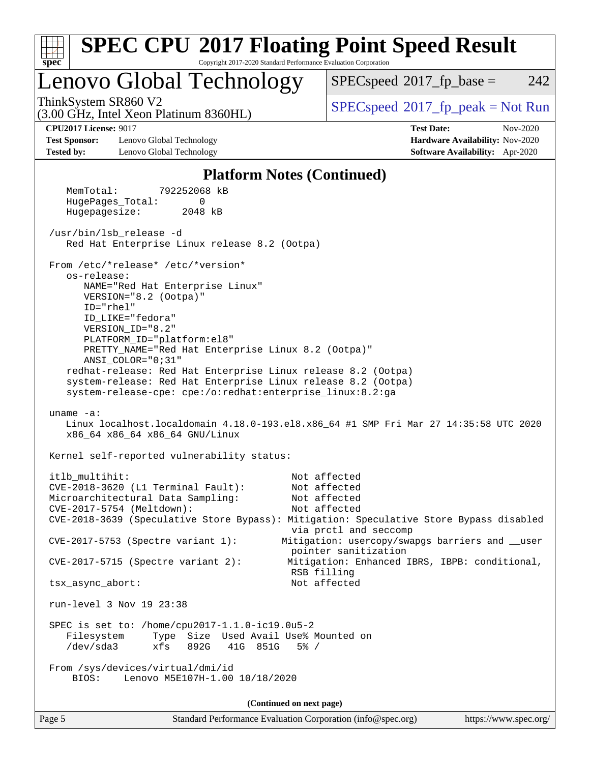# Platform Notes (Continued)

```
    MemTotal:       792252068 kB
    HugePages_Total:       0
    Hugepagesize:       2048 kB

 /usr/bin/lsb_release -d
    Red Hat Enterprise Linux release 8.2 (Ootpa)

 From /etc/*release* /etc/*version*
    os-release:
       NAME="Red Hat Enterprise Linux"
       VERSION="8.2 (Ootpa)"
       ID="rhel"
       ID_LIKE="fedora"
       VERSION_ID="8.2"
       PLATFORM_ID="platform:el8"
       PRETTY_NAME="Red Hat Enterprise Linux 8.2 (Ootpa)"
       ANSI_COLOR="0;31"
    redhat-release: Red Hat Enterprise Linux release 8.2 (Ootpa)
    system-release: Red Hat Enterprise Linux release 8.2 (Ootpa)
    system-release-cpe: cpe:/o:redhat:enterprise_linux:8.2:ga

 uname -a:
    Linux localhost.localdomain 4.18.0-193.el8.x86_64 #1 SMP Fri Mar 27 14:35:58 UTC 2020
    x86_64 x86_64 x86_64 GNU/Linux

 Kernel self-reported vulnerability status:

 itlb_multihit:                                   Not affected
 CVE-2018-3620 (L1 Terminal Fault):               Not affected
 Microarchitectural Data Sampling:                Not affected
 CVE-2017-5754 (Meltdown):                        Not affected
 CVE-2018-3639 (Speculative Store Bypass): Mitigation: Speculative Store Bypass disabled
                                                  via prctl and seccomp
 CVE-2017-5753 (Spectre variant 1):              Mitigation: usercopy/swapgs barriers and __user
                                                  pointer sanitization
 CVE-2017-5715 (Spectre variant 2):               Mitigation: Enhanced IBRS, IBPB: conditional,
                                                  RSB filling
 tsx_async_abort:                                 Not affected

 run-level 3 Nov 19 23:38

 SPEC is set to: /home/cpu2017-1.1.0-ic19.0u5-2
    Filesystem     Type  Size  Used Avail Use% Mounted on
    /dev/sda3      xfs   892G   41G  851G   5% /

 From /sys/devices/virtual/dmi/id
     BIOS:    Lenovo M5E107H-1.00 10/18/2020
```

(Continued on next page)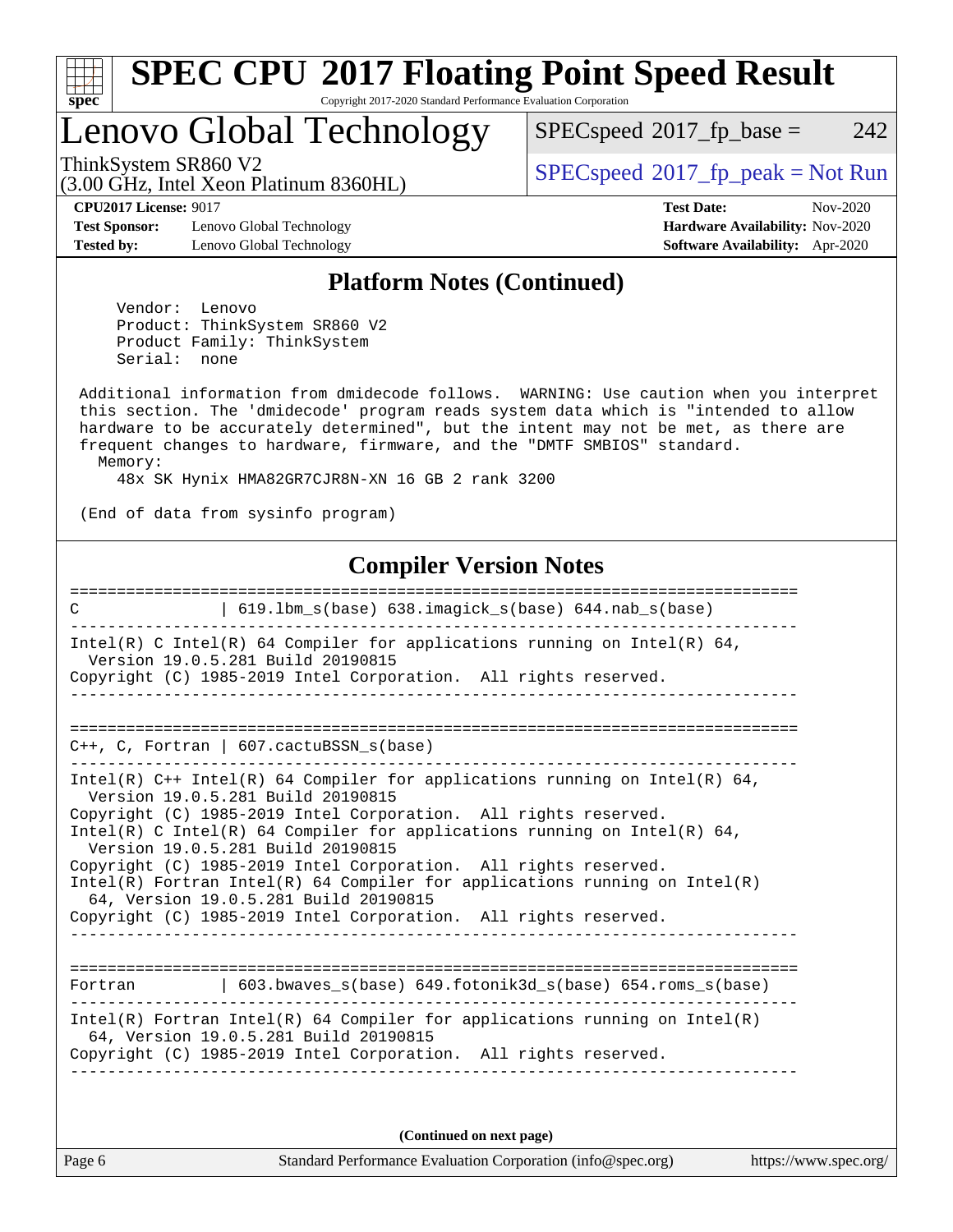## Platform Notes (Continued)

```
    Vendor:  Lenovo
    Product: ThinkSystem SR860 V2
    Product Family: ThinkSystem
    Serial:  none

 Additional information from dmidecode follows.  WARNING: Use caution when you interpret
 this section. The 'dmidecode' program reads system data which is "intended to allow
 hardware to be accurately determined", but the intent may not be met, as there are
 frequent changes to hardware, firmware, and the "DMTF SMBIOS" standard.
   Memory:
     48x SK Hynix HMA82GR7CJR8N-XN 16 GB 2 rank 3200

 (End of data from sysinfo program)
```

## Compiler Version Notes

```
==============================================================================
C               | 619.lbm_s(base) 638.imagick_s(base) 644.nab_s(base)
------------------------------------------------------------------------------
Intel(R) C Intel(R) 64 Compiler for applications running on Intel(R) 64,
  Version 19.0.5.281 Build 20190815
Copyright (C) 1985-2019 Intel Corporation.  All rights reserved.
------------------------------------------------------------------------------

==============================================================================
C++, C, Fortran | 607.cactuBSSN_s(base)
------------------------------------------------------------------------------
Intel(R) C++ Intel(R) 64 Compiler for applications running on Intel(R) 64,
  Version 19.0.5.281 Build 20190815
Copyright (C) 1985-2019 Intel Corporation.  All rights reserved.
Intel(R) C Intel(R) 64 Compiler for applications running on Intel(R) 64,
  Version 19.0.5.281 Build 20190815
Copyright (C) 1985-2019 Intel Corporation.  All rights reserved.
Intel(R) Fortran Intel(R) 64 Compiler for applications running on Intel(R)
  64, Version 19.0.5.281 Build 20190815
Copyright (C) 1985-2019 Intel Corporation.  All rights reserved.
------------------------------------------------------------------------------

==============================================================================
Fortran         | 603.bwaves_s(base) 649.fotonik3d_s(base) 654.roms_s(base)
------------------------------------------------------------------------------
Intel(R) Fortran Intel(R) 64 Compiler for applications running on Intel(R)
  64, Version 19.0.5.281 Build 20190815
Copyright (C) 1985-2019 Intel Corporation.  All rights reserved.
------------------------------------------------------------------------------
```

**(Continued on next page)**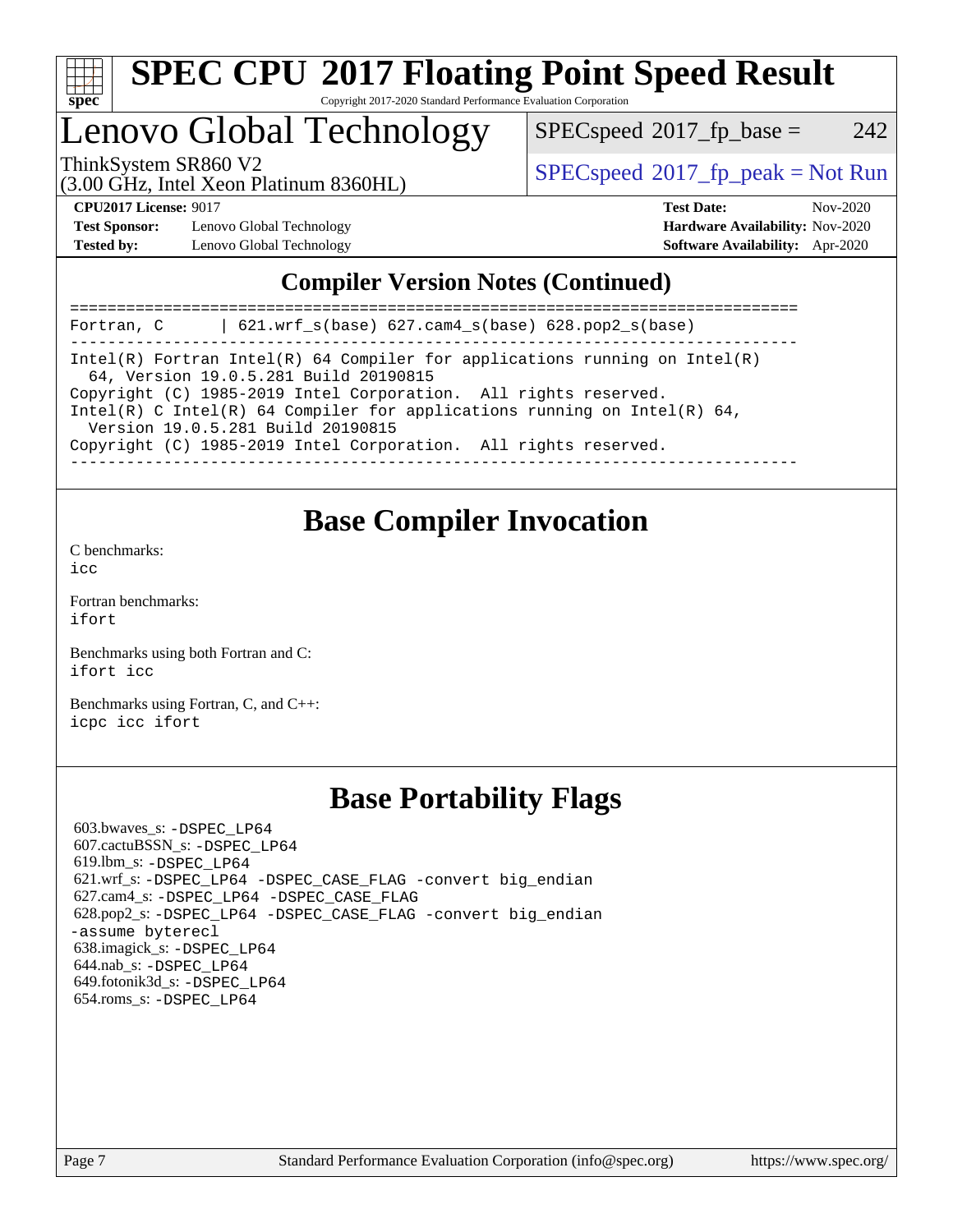# SPEC CPU 2017 Floating Point Speed Result

Copyright 2017-2020 Standard Performance Evaluation Corporation

# Lenovo Global Technology

ThinkSystem SR860 V2
(3.00 GHz, Intel Xeon Platinum 8360HL)

SPECspeed 2017_fp_base = 242

SPECspeed 2017_fp_peak = Not Run

**CPU2017 License:** 9017
**Test Sponsor:** Lenovo Global Technology
**Tested by:** Lenovo Global Technology

**Test Date:** Nov-2020
**Hardware Availability:** Nov-2020
**Software Availability:** Apr-2020

## Compiler Version Notes (Continued)

```
==============================================================================
Fortran, C      | 621.wrf_s(base) 627.cam4_s(base) 628.pop2_s(base)
------------------------------------------------------------------------------
Intel(R) Fortran Intel(R) 64 Compiler for applications running on Intel(R)
  64, Version 19.0.5.281 Build 20190815
Copyright (C) 1985-2019 Intel Corporation.  All rights reserved.
Intel(R) C Intel(R) 64 Compiler for applications running on Intel(R) 64,
  Version 19.0.5.281 Build 20190815
Copyright (C) 1985-2019 Intel Corporation.  All rights reserved.
------------------------------------------------------------------------------
```

## Base Compiler Invocation

C benchmarks:
icc

Fortran benchmarks:
ifort

Benchmarks using both Fortran and C:
ifort icc

Benchmarks using Fortran, C, and C++:
icpc icc ifort

## Base Portability Flags

603.bwaves_s: -DSPEC_LP64
607.cactuBSSN_s: -DSPEC_LP64
619.lbm_s: -DSPEC_LP64
621.wrf_s: -DSPEC_LP64 -DSPEC_CASE_FLAG -convert big_endian
627.cam4_s: -DSPEC_LP64 -DSPEC_CASE_FLAG
628.pop2_s: -DSPEC_LP64 -DSPEC_CASE_FLAG -convert big_endian -assume byterecl
638.imagick_s: -DSPEC_LP64
644.nab_s: -DSPEC_LP64
649.fotonik3d_s: -DSPEC_LP64
654.roms_s: -DSPEC_LP64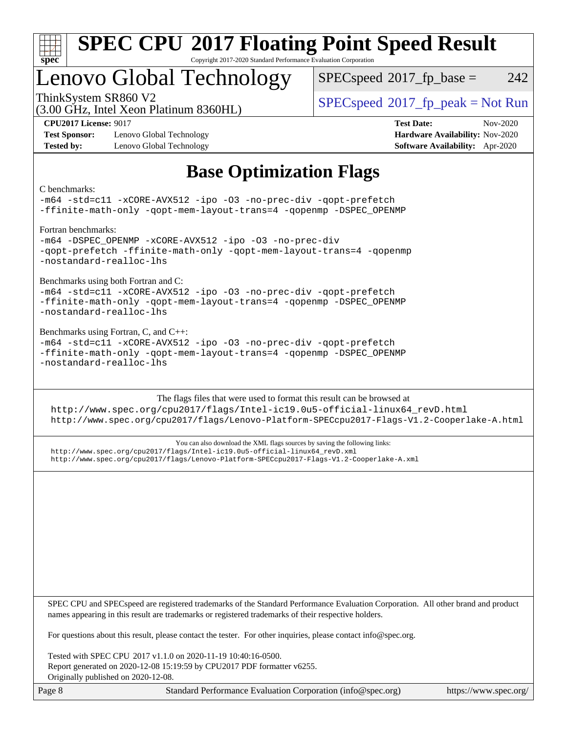# SPEC CPU 2017 Floating Point Speed Result

Copyright 2017-2020 Standard Performance Evaluation Corporation

## Lenovo Global Technology

ThinkSystem SR860 V2
(3.00 GHz, Intel Xeon Platinum 8360HL)

SPECspeed 2017_fp_base = 242

SPECspeed 2017_fp_peak = Not Run

**CPU2017 License:** 9017
**Test Sponsor:** Lenovo Global Technology
**Tested by:** Lenovo Global Technology

**Test Date:** Nov-2020
**Hardware Availability:** Nov-2020
**Software Availability:** Apr-2020

## Base Optimization Flags

C benchmarks:

```
-m64 -std=c11 -xCORE-AVX512 -ipo -O3 -no-prec-div -qopt-prefetch
-ffinite-math-only -qopt-mem-layout-trans=4 -qopenmp -DSPEC_OPENMP
```

Fortran benchmarks:

```
-m64 -DSPEC_OPENMP -xCORE-AVX512 -ipo -O3 -no-prec-div
-qopt-prefetch -ffinite-math-only -qopt-mem-layout-trans=4 -qopenmp
-nostandard-realloc-lhs
```

Benchmarks using both Fortran and C:

```
-m64 -std=c11 -xCORE-AVX512 -ipo -O3 -no-prec-div -qopt-prefetch
-ffinite-math-only -qopt-mem-layout-trans=4 -qopenmp -DSPEC_OPENMP
-nostandard-realloc-lhs
```

Benchmarks using Fortran, C, and C++:

```
-m64 -std=c11 -xCORE-AVX512 -ipo -O3 -no-prec-div -qopt-prefetch
-ffinite-math-only -qopt-mem-layout-trans=4 -qopenmp -DSPEC_OPENMP
-nostandard-realloc-lhs
```

The flags files that were used to format this result can be browsed at
http://www.spec.org/cpu2017/flags/Intel-ic19.0u5-official-linux64_revD.html
http://www.spec.org/cpu2017/flags/Lenovo-Platform-SPECcpu2017-Flags-V1.2-Cooperlake-A.html

You can also download the XML flags sources by saving the following links:
http://www.spec.org/cpu2017/flags/Intel-ic19.0u5-official-linux64_revD.xml
http://www.spec.org/cpu2017/flags/Lenovo-Platform-SPECcpu2017-Flags-V1.2-Cooperlake-A.xml

SPEC CPU and SPECspeed are registered trademarks of the Standard Performance Evaluation Corporation. All other brand and product names appearing in this result are trademarks or registered trademarks of their respective holders.

For questions about this result, please contact the tester. For other inquiries, please contact info@spec.org.

Tested with SPEC CPU 2017 v1.1.0 on 2020-11-19 10:40:16-0500.
Report generated on 2020-12-08 15:19:59 by CPU2017 PDF formatter v6255.
Originally published on 2020-12-08.